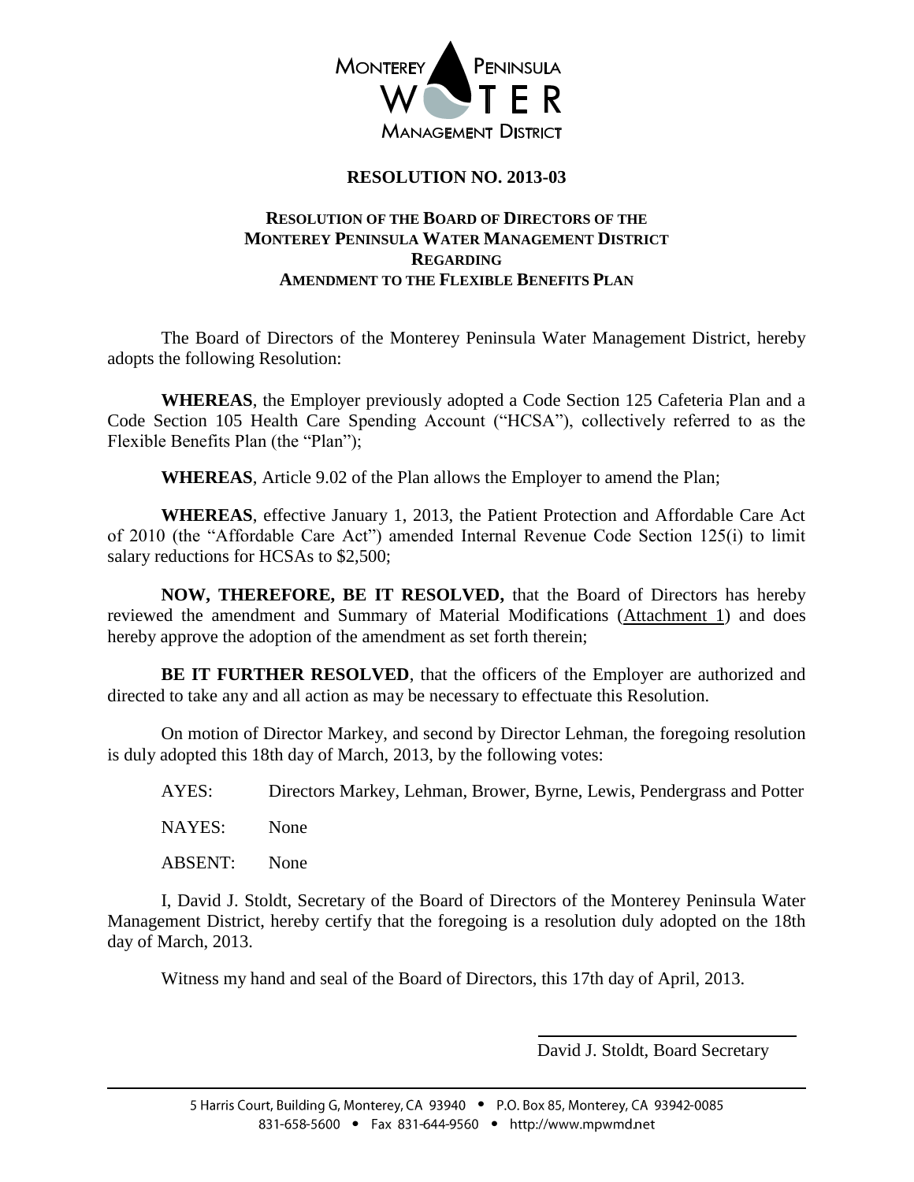MONTEREY PENINSULA WATER MANAGEMENT DISTRICT

# RESOLUTION NO. 2013-03

## RESOLUTION OF THE BOARD OF DIRECTORS OF THE MONTEREY PENINSULA WATER MANAGEMENT DISTRICT REGARDING AMENDMENT TO THE FLEXIBLE BENEFITS PLAN

The Board of Directors of the Monterey Peninsula Water Management District, hereby adopts the following Resolution:

**WHEREAS**, the Employer previously adopted a Code Section 125 Cafeteria Plan and a Code Section 105 Health Care Spending Account ("HCSA"), collectively referred to as the Flexible Benefits Plan (the "Plan");

**WHEREAS**, Article 9.02 of the Plan allows the Employer to amend the Plan;

**WHEREAS**, effective January 1, 2013, the Patient Protection and Affordable Care Act of 2010 (the "Affordable Care Act") amended Internal Revenue Code Section 125(i) to limit salary reductions for HCSAs to $2,500;

**NOW, THEREFORE, BE IT RESOLVED,** that the Board of Directors has hereby reviewed the amendment and Summary of Material Modifications (Attachment 1) and does hereby approve the adoption of the amendment as set forth therein;

**BE IT FURTHER RESOLVED**, that the officers of the Employer are authorized and directed to take any and all action as may be necessary to effectuate this Resolution.

On motion of Director Markey, and second by Director Lehman, the foregoing resolution is duly adopted this 18th day of March, 2013, by the following votes:

AYES: Directors Markey, Lehman, Brower, Byrne, Lewis, Pendergrass and Potter

NAYES: None

ABSENT: None

I, David J. Stoldt, Secretary of the Board of Directors of the Monterey Peninsula Water Management District, hereby certify that the foregoing is a resolution duly adopted on the 18th day of March, 2013.

Witness my hand and seal of the Board of Directors, this 17th day of April, 2013.

David J. Stoldt, Board Secretary

5 Harris Court, Building G, Monterey, CA 93940 • P.O. Box 85, Monterey, CA 93942-0085
831-658-5600 • Fax 831-644-9560 • http://www.mpwmd.net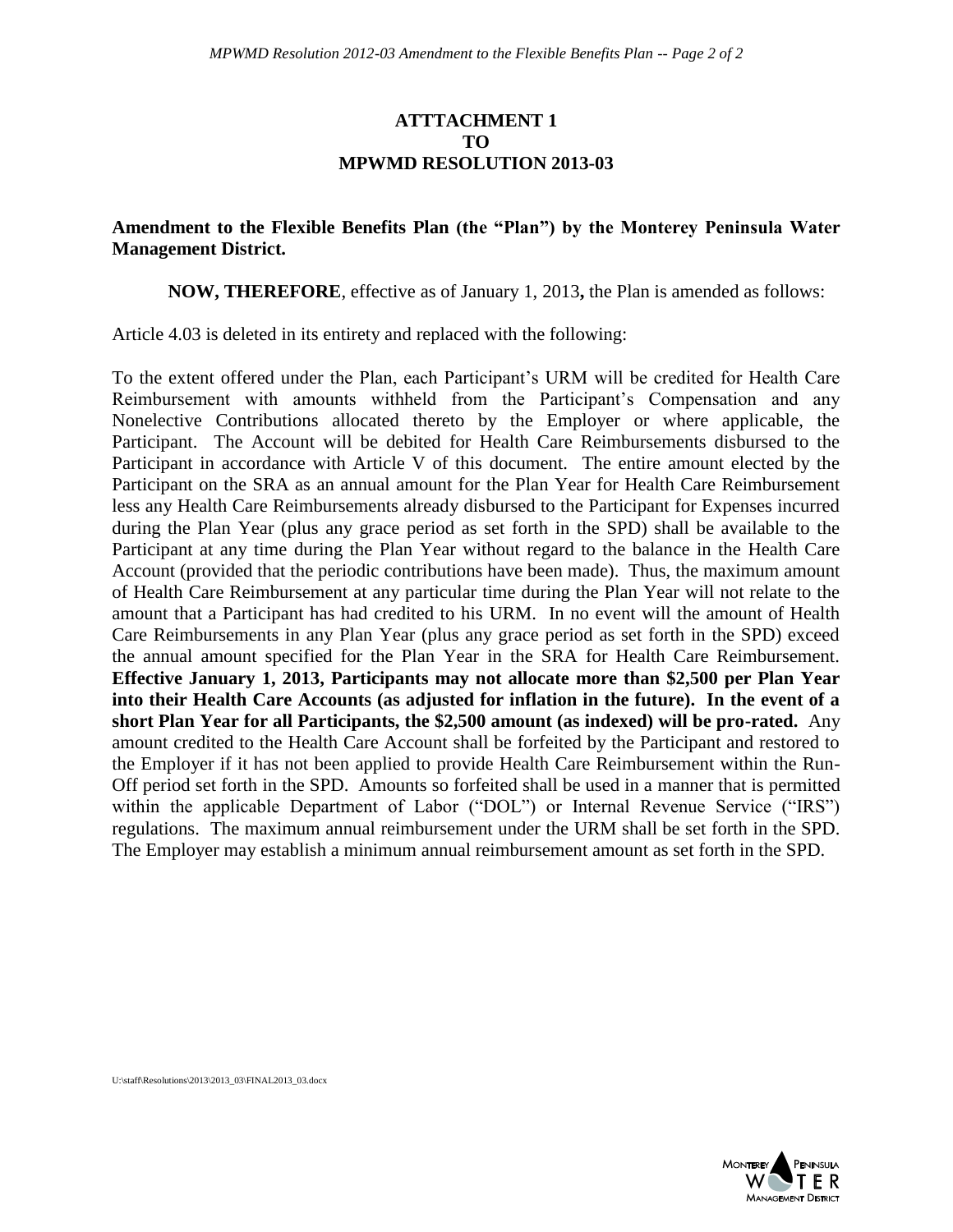**ATTTACHMENT 1**
**TO**
**MPWMD RESOLUTION 2013-03**

**Amendment to the Flexible Benefits Plan (the "Plan") by the Monterey Peninsula Water Management District.**

**NOW, THEREFORE**, effective as of January 1, 2013**,** the Plan is amended as follows:

Article 4.03 is deleted in its entirety and replaced with the following:

To the extent offered under the Plan, each Participant's URM will be credited for Health Care Reimbursement with amounts withheld from the Participant's Compensation and any Nonelective Contributions allocated thereto by the Employer or where applicable, the Participant. The Account will be debited for Health Care Reimbursements disbursed to the Participant in accordance with Article V of this document. The entire amount elected by the Participant on the SRA as an annual amount for the Plan Year for Health Care Reimbursement less any Health Care Reimbursements already disbursed to the Participant for Expenses incurred during the Plan Year (plus any grace period as set forth in the SPD) shall be available to the Participant at any time during the Plan Year without regard to the balance in the Health Care Account (provided that the periodic contributions have been made). Thus, the maximum amount of Health Care Reimbursement at any particular time during the Plan Year will not relate to the amount that a Participant has had credited to his URM. In no event will the amount of Health Care Reimbursements in any Plan Year (plus any grace period as set forth in the SPD) exceed the annual amount specified for the Plan Year in the SRA for Health Care Reimbursement. **Effective January 1, 2013, Participants may not allocate more than $2,500 per Plan Year into their Health Care Accounts (as adjusted for inflation in the future). In the event of a short Plan Year for all Participants, the $2,500 amount (as indexed) will be pro-rated.** Any amount credited to the Health Care Account shall be forfeited by the Participant and restored to the Employer if it has not been applied to provide Health Care Reimbursement within the Run-Off period set forth in the SPD. Amounts so forfeited shall be used in a manner that is permitted within the applicable Department of Labor ("DOL") or Internal Revenue Service ("IRS") regulations. The maximum annual reimbursement under the URM shall be set forth in the SPD. The Employer may establish a minimum annual reimbursement amount as set forth in the SPD.

U:\staff\Resolutions\2013\2013_03\FINAL2013_03.docx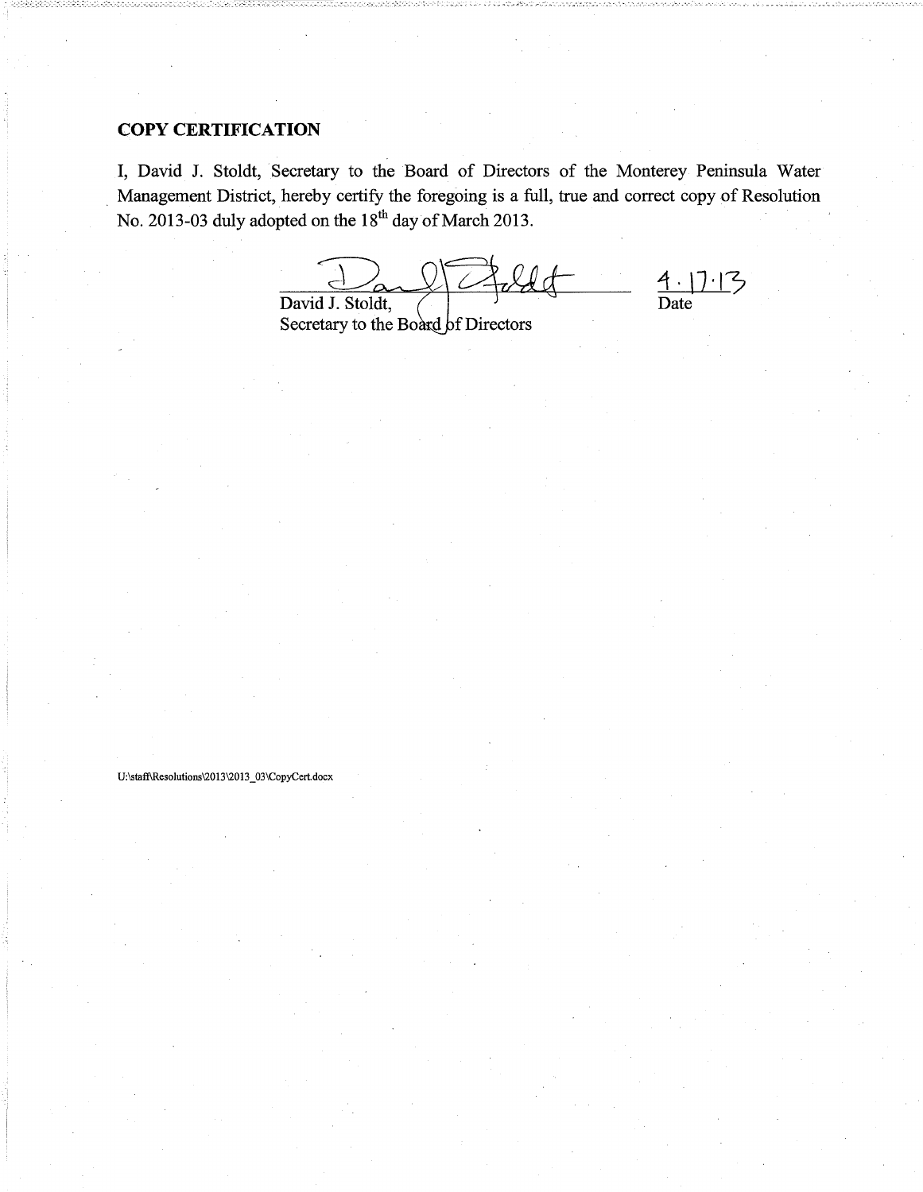**COPY CERTIFICATION**

I, David J. Stoldt, Secretary to the Board of Directors of the Monterey Peninsula Water Management District, hereby certify the foregoing is a full, true and correct copy of Resolution No. 2013-03 duly adopted on the 18th day of March 2013.

David J. Stoldt,
Secretary to the Board of Directors

4.17.13
Date

U:\staff\Resolutions\2013\2013_03\CopyCert.docx